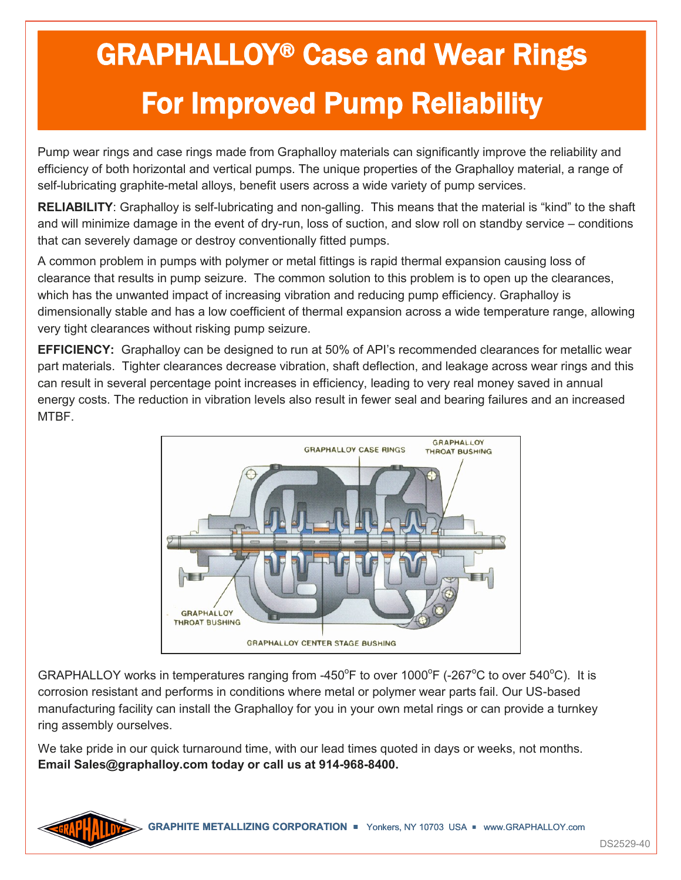# GRAPHALLOY® Case and Wear Rings For Improved Pump Reliability

Pump wear rings and case rings made from Graphalloy materials can significantly improve the reliability and efficiency of both horizontal and vertical pumps. The unique properties of the Graphalloy material, a range of self-lubricating graphite-metal alloys, benefit users across a wide variety of pump services.

**RELIABILITY**: Graphalloy is self-lubricating and non-galling. This means that the material is "kind" to the shaft and will minimize damage in the event of dry-run, loss of suction, and slow roll on standby service – conditions that can severely damage or destroy conventionally fitted pumps.

A common problem in pumps with polymer or metal fittings is rapid thermal expansion causing loss of clearance that results in pump seizure. The common solution to this problem is to open up the clearances, which has the unwanted impact of increasing vibration and reducing pump efficiency. Graphalloy is dimensionally stable and has a low coefficient of thermal expansion across a wide temperature range, allowing very tight clearances without risking pump seizure.

**EFFICIENCY:** Graphalloy can be designed to run at 50% of API's recommended clearances for metallic wear part materials. Tighter clearances decrease vibration, shaft deflection, and leakage across wear rings and this can result in several percentage point increases in efficiency, leading to very real money saved in annual energy costs. The reduction in vibration levels also result in fewer seal and bearing failures and an increased MTBF.

GRAPHALLOY CASE RINGS — GRAPHALLOY THROAT BUSHING — GRAPHALLOY THROAT BUSHING — GRAPHALLOY CENTER STAGE BUSHING

GRAPHALLOY works in temperatures ranging from -450°F to over 1000°F (-267°C to over 540°C). It is corrosion resistant and performs in conditions where metal or polymer wear parts fail. Our US-based manufacturing facility can install the Graphalloy for you in your own metal rings or can provide a turnkey ring assembly ourselves.

We take pride in our quick turnaround time, with our lead times quoted in days or weeks, not months. **Email Sales@graphalloy.com today or call us at 914-968-8400.**

**GRAPHITE METALLIZING CORPORATION** ▪ Yonkers, NY 10703 USA ▪ www.GRAPHALLOY.com

DS2529-40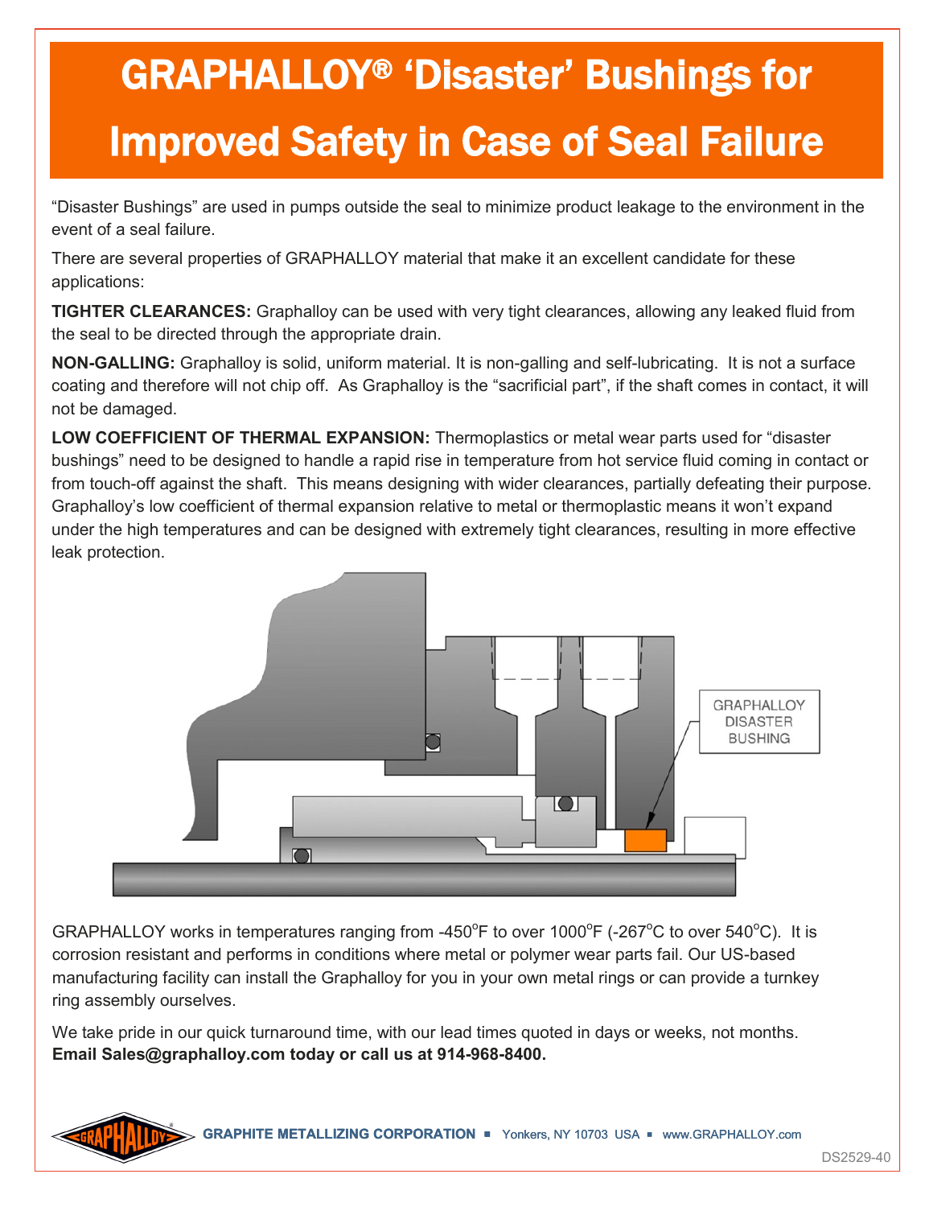# GRAPHALLOY® 'Disaster' Bushings for Improved Safety in Case of Seal Failure

"Disaster Bushings" are used in pumps outside the seal to minimize product leakage to the environment in the event of a seal failure.

There are several properties of GRAPHALLOY material that make it an excellent candidate for these applications:

**TIGHTER CLEARANCES:** Graphalloy can be used with very tight clearances, allowing any leaked fluid from the seal to be directed through the appropriate drain.

**NON-GALLING:** Graphalloy is solid, uniform material. It is non-galling and self-lubricating. It is not a surface coating and therefore will not chip off. As Graphalloy is the "sacrificial part", if the shaft comes in contact, it will not be damaged.

**LOW COEFFICIENT OF THERMAL EXPANSION:** Thermoplastics or metal wear parts used for "disaster bushings" need to be designed to handle a rapid rise in temperature from hot service fluid coming in contact or from touch-off against the shaft. This means designing with wider clearances, partially defeating their purpose. Graphalloy's low coefficient of thermal expansion relative to metal or thermoplastic means it won't expand under the high temperatures and can be designed with extremely tight clearances, resulting in more effective leak protection.

GRAPHALLOY
DISASTER
BUSHING

GRAPHALLOY works in temperatures ranging from -450°F to over 1000°F (-267°C to over 540°C). It is corrosion resistant and performs in conditions where metal or polymer wear parts fail. Our US-based manufacturing facility can install the Graphalloy for you in your own metal rings or can provide a turnkey ring assembly ourselves.

We take pride in our quick turnaround time, with our lead times quoted in days or weeks, not months. **Email Sales@graphalloy.com today or call us at 914-968-8400.**

**GRAPHITE METALLIZING CORPORATION** ■ Yonkers, NY 10703 USA ■ www.GRAPHALLOY.com

DS2529-40